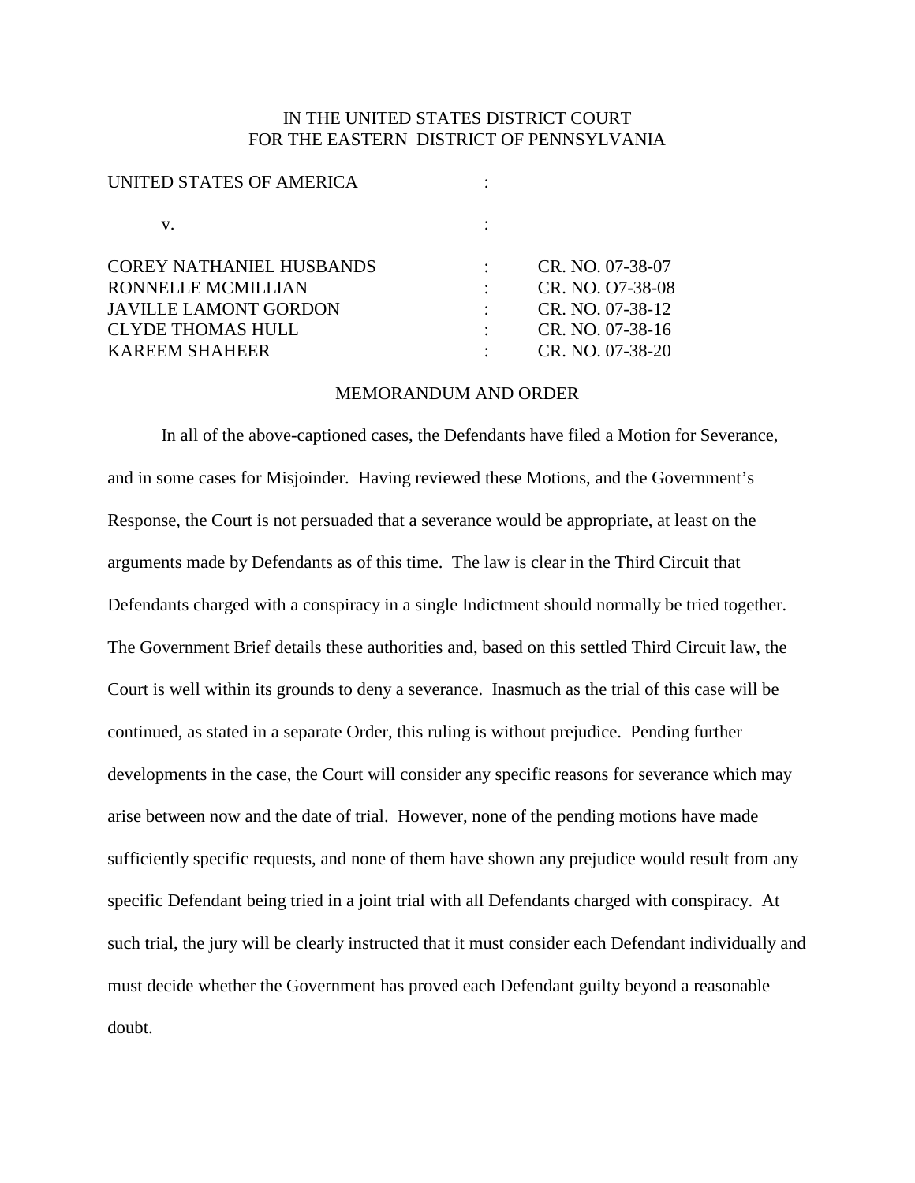IN THE UNITED STATES DISTRICT COURT
FOR THE EASTERN DISTRICT OF PENNSYLVANIA

| | | |
|---|---|---|
| UNITED STATES OF AMERICA | : | |
| v. | : | |
| COREY NATHANIEL HUSBANDS | : | CR. NO. 07-38-07 |
| RONNELLE MCMILLIAN | : | CR. NO. O7-38-08 |
| JAVILLE LAMONT GORDON | : | CR. NO. 07-38-12 |
| CLYDE THOMAS HULL | : | CR. NO. 07-38-16 |
| KAREEM SHAHEER | : | CR. NO. 07-38-20 |

MEMORANDUM AND ORDER

In all of the above-captioned cases, the Defendants have filed a Motion for Severance, and in some cases for Misjoinder. Having reviewed these Motions, and the Government's Response, the Court is not persuaded that a severance would be appropriate, at least on the arguments made by Defendants as of this time. The law is clear in the Third Circuit that Defendants charged with a conspiracy in a single Indictment should normally be tried together. The Government Brief details these authorities and, based on this settled Third Circuit law, the Court is well within its grounds to deny a severance. Inasmuch as the trial of this case will be continued, as stated in a separate Order, this ruling is without prejudice. Pending further developments in the case, the Court will consider any specific reasons for severance which may arise between now and the date of trial. However, none of the pending motions have made sufficiently specific requests, and none of them have shown any prejudice would result from any specific Defendant being tried in a joint trial with all Defendants charged with conspiracy. At such trial, the jury will be clearly instructed that it must consider each Defendant individually and must decide whether the Government has proved each Defendant guilty beyond a reasonable doubt.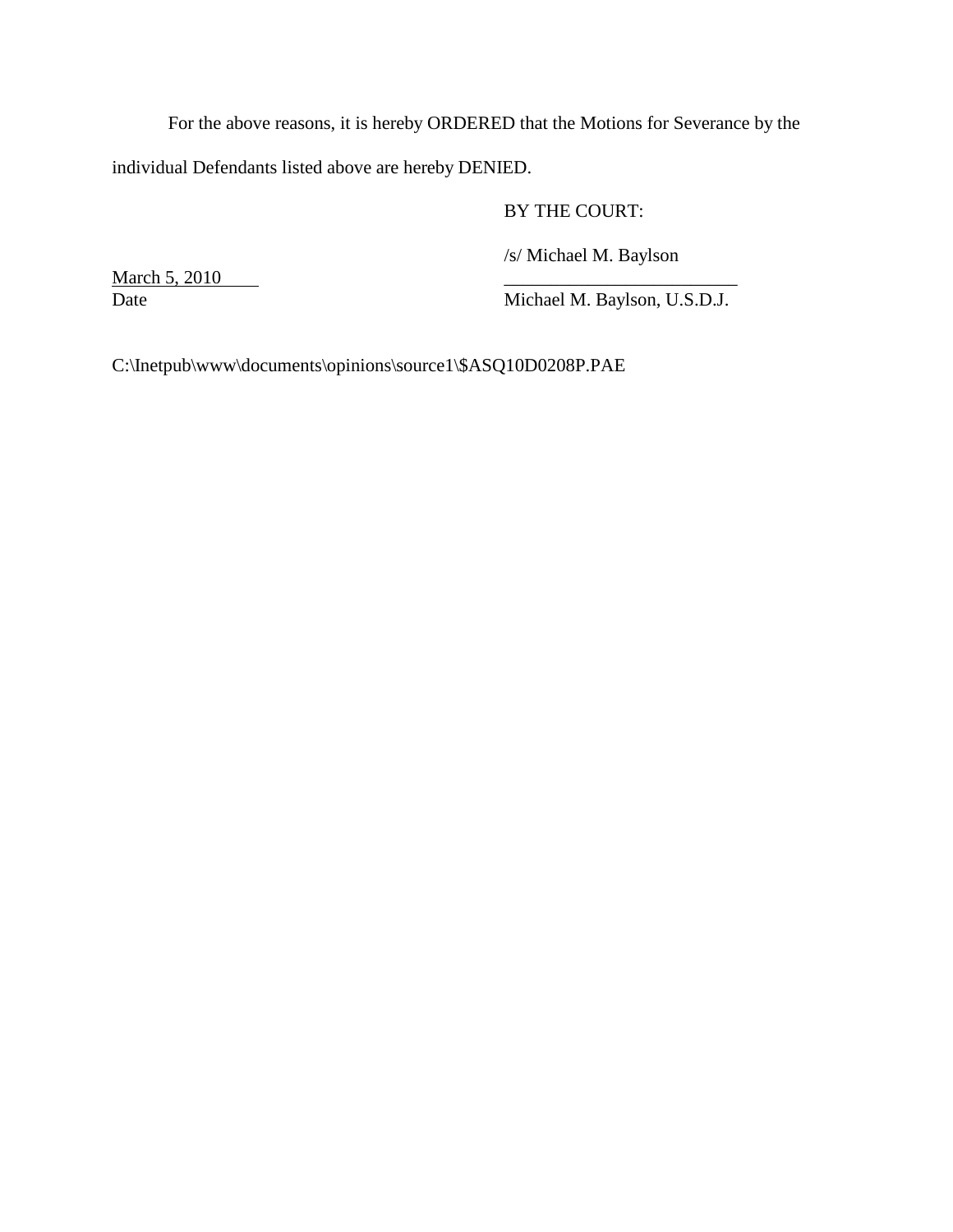For the above reasons, it is hereby ORDERED that the Motions for Severance by the individual Defendants listed above are hereby DENIED.

BY THE COURT:

/s/ Michael M. Baylson

March 5, 2010
Date

Michael M. Baylson, U.S.D.J.

C:\Inetpub\www\documents\opinions\source1\$ASQ10D0208P.PAE